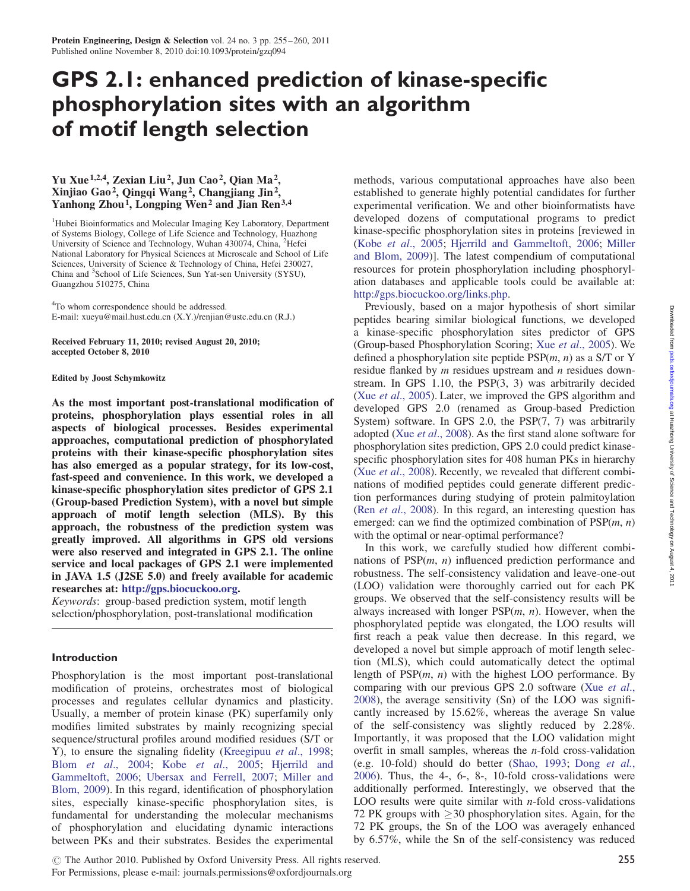# GPS 2.1: enhanced prediction of kinase-specific phosphorylation sites with an algorithm of motif length selection

**Yu Xue[1,2,4], Zexian Liu[2], Jun Cao[2], Qian Ma[2], Xinjiao Gao[2], Qingqi Wang[2], Changjiang Jin[2], Yanhong Zhou[1], Longping Wen[2] and Jian Ren[3,4]**

[1]Hubei Bioinformatics and Molecular Imaging Key Laboratory, Department of Systems Biology, College of Life Science and Technology, Huazhong University of Science and Technology, Wuhan 430074, China, [2]Hefei National Laboratory for Physical Sciences at Microscale and School of Life Sciences, University of Science & Technology of China, Hefei 230027, China and [3]School of Life Sciences, Sun Yat-sen University (SYSU), Guangzhou 510275, China

[4]To whom correspondence should be addressed.
E-mail: xueyu@mail.hust.edu.cn (X.Y.)/renjian@ustc.edu.cn (R.J.)

**Received February 11, 2010; revised August 20, 2010; accepted October 8, 2010**

**Edited by Joost Schymkowitz**

**As the most important post-translational modification of proteins, phosphorylation plays essential roles in all aspects of biological processes. Besides experimental approaches, computational prediction of phosphorylated proteins with their kinase-specific phosphorylation sites has also emerged as a popular strategy, for its low-cost, fast-speed and convenience. In this work, we developed a kinase-specific phosphorylation sites predictor of GPS 2.1 (Group-based Prediction System), with a novel but simple approach of motif length selection (MLS). By this approach, the robustness of the prediction system was greatly improved. All algorithms in GPS old versions were also reserved and integrated in GPS 2.1. The online service and local packages of GPS 2.1 were implemented in JAVA 1.5 (J2SE 5.0) and freely available for academic researches at: http://gps.biocuckoo.org.**

*Keywords*: group-based prediction system, motif length selection/phosphorylation, post-translational modification

## Introduction

Phosphorylation is the most important post-translational modification of proteins, orchestrates most of biological processes and regulates cellular dynamics and plasticity. Usually, a member of protein kinase (PK) superfamily only modifies limited substrates by mainly recognizing special sequence/structural profiles around modified residues (S/T or Y), to ensure the signaling fidelity (Kreegipuu *et al*., 1998; Blom *et al*., 2004; Kobe *et al*., 2005; Hjerrild and Gammeltoft, 2006; Ubersax and Ferrell, 2007; Miller and Blom, 2009). In this regard, identification of phosphorylation sites, especially kinase-specific phosphorylation sites, is fundamental for understanding the molecular mechanisms of phosphorylation and elucidating dynamic interactions between PKs and their substrates. Besides the experimental methods, various computational approaches have also been established to generate highly potential candidates for further experimental verification. We and other bioinformatists have developed dozens of computational programs to predict kinase-specific phosphorylation sites in proteins [reviewed in (Kobe *et al*., 2005; Hjerrild and Gammeltoft, 2006; Miller and Blom, 2009)]. The latest compendium of computational resources for protein phosphorylation including phosphorylation databases and applicable tools could be available at: http://gps.biocuckoo.org/links.php.

Previously, based on a major hypothesis of short similar peptides bearing similar biological functions, we developed a kinase-specific phosphorylation sites predictor of GPS (Group-based Phosphorylation Scoring; Xue *et al*., 2005). We defined a phosphorylation site peptide PSP($m$, $n$) as a S/T or Y residue flanked by $m$ residues upstream and $n$ residues downstream. In GPS 1.10, the PSP(3, 3) was arbitrarily decided (Xue *et al*., 2005). Later, we improved the GPS algorithm and developed GPS 2.0 (renamed as Group-based Prediction System) software. In GPS 2.0, the PSP(7, 7) was arbitrarily adopted (Xue *et al*., 2008). As the first stand alone software for phosphorylation sites prediction, GPS 2.0 could predict kinase-specific phosphorylation sites for 408 human PKs in hierarchy (Xue *et al*., 2008). Recently, we revealed that different combinations of modified peptides could generate different prediction performances during studying of protein palmitoylation (Ren *et al*., 2008). In this regard, an interesting question has emerged: can we find the optimized combination of PSP($m$, $n$) with the optimal or near-optimal performance?

In this work, we carefully studied how different combinations of PSP($m$, $n$) influenced prediction performance and robustness. The self-consistency validation and leave-one-out (LOO) validation were thoroughly carried out for each PK groups. We observed that the self-consistency results will be always increased with longer PSP($m$, $n$). However, when the phosphorylated peptide was elongated, the LOO results will first reach a peak value then decrease. In this regard, we developed a novel but simple approach of motif length selection (MLS), which could automatically detect the optimal length of PSP($m$, $n$) with the highest LOO performance. By comparing with our previous GPS 2.0 software (Xue *et al*., 2008), the average sensitivity (Sn) of the LOO was significantly increased by 15.62%, whereas the average Sn value of the self-consistency was slightly reduced by 2.28%. Importantly, it was proposed that the LOO validation might overfit in small samples, whereas the $n$-fold cross-validation (e.g. 10-fold) should do better (Shao, 1993; Dong *et al*., 2006). Thus, the 4-, 6-, 8-, 10-fold cross-validations were additionally performed. Interestingly, we observed that the LOO results were quite similar with $n$-fold cross-validations 72 PK groups with $\geq$30 phosphorylation sites. Again, for the 72 PK groups, the Sn of the LOO was averagely enhanced by 6.57%, while the Sn of the self-consistency was reduced

© The Author 2010. Published by Oxford University Press. All rights reserved.
For Permissions, please e-mail: journals.permissions@oxfordjournals.org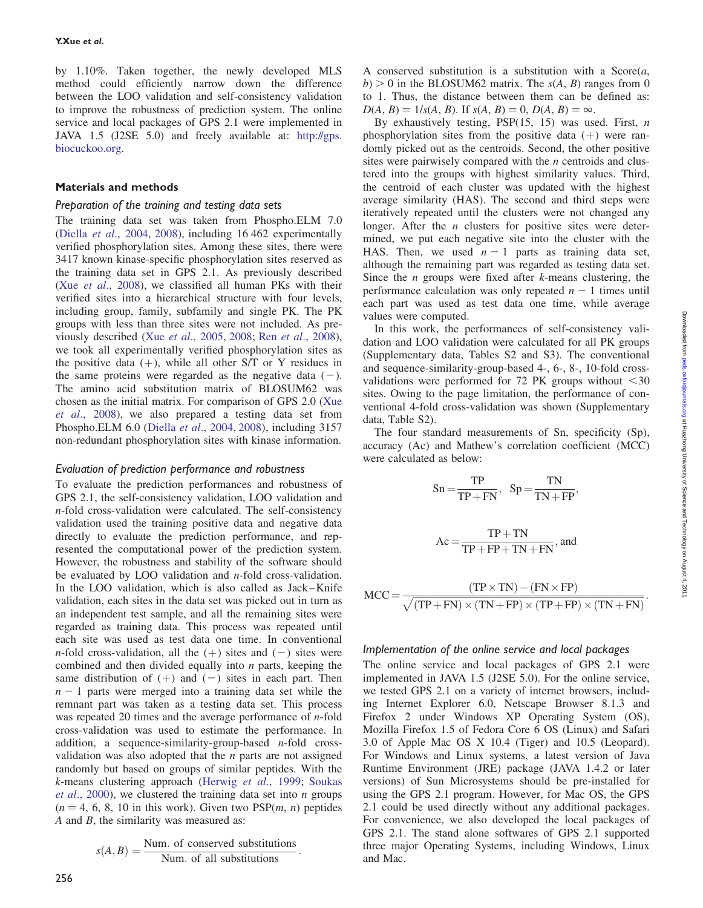by 1.10%. Taken together, the newly developed MLS method could efficiently narrow down the difference between the LOO validation and self-consistency validation to improve the robustness of prediction system. The online service and local packages of GPS 2.1 were implemented in JAVA 1.5 (J2SE 5.0) and freely available at: http://gps.biocuckoo.org.

## Materials and methods

### Preparation of the training and testing data sets

The training data set was taken from Phospho.ELM 7.0 (Diella *et al*., 2004, 2008), including 16 462 experimentally verified phosphorylation sites. Among these sites, there were 3417 known kinase-specific phosphorylation sites reserved as the training data set in GPS 2.1. As previously described (Xue *et al*., 2008), we classified all human PKs with their verified sites into a hierarchical structure with four levels, including group, family, subfamily and single PK. The PK groups with less than three sites were not included. As previously described (Xue *et al*., 2005, 2008; Ren *et al*., 2008), we took all experimentally verified phosphorylation sites as the positive data (+), while all other S/T or Y residues in the same proteins were regarded as the negative data (−). The amino acid substitution matrix of BLOSUM62 was chosen as the initial matrix. For comparison of GPS 2.0 (Xue *et al*., 2008), we also prepared a testing data set from Phospho.ELM 6.0 (Diella *et al*., 2004, 2008), including 3157 non-redundant phosphorylation sites with kinase information.

### Evaluation of prediction performance and robustness

To evaluate the prediction performances and robustness of GPS 2.1, the self-consistency validation, LOO validation and *n*-fold cross-validation were calculated. The self-consistency validation used the training positive data and negative data directly to evaluate the prediction performance, and represented the computational power of the prediction system. However, the robustness and stability of the software should be evaluated by LOO validation and *n*-fold cross-validation. In the LOO validation, which is also called as Jack–Knife validation, each sites in the data set was picked out in turn as an independent test sample, and all the remaining sites were regarded as training data. This process was repeated until each site was used as test data one time. In conventional *n*-fold cross-validation, all the (+) sites and (−) sites were combined and then divided equally into *n* parts, keeping the same distribution of (+) and (−) sites in each part. Then $n - 1$ parts were merged into a training data set while the remnant part was taken as a testing data set. This process was repeated 20 times and the average performance of *n*-fold cross-validation was used to estimate the performance. In addition, a sequence-similarity-group-based *n*-fold cross-validation was also adopted that the *n* parts are not assigned randomly but based on groups of similar peptides. With the *k*-means clustering approach (Herwig *et al*., 1999; Soukas *et al*., 2000), we clustered the training data set into *n* groups ($n = 4, 6, 8, 10$ in this work). Given two PSP($m$, $n$) peptides *A* and *B*, the similarity was measured as:

$$s(A, B) = \frac{\text{Num. of conserved substitutions}}{\text{Num. of all substitutions}}.$$

A conserved substitution is a substitution with a Score($a$, $b$) $> 0$ in the BLOSUM62 matrix. The $s(A, B)$ ranges from 0 to 1. Thus, the distance between them can be defined as: $D(A, B) = 1/s(A, B)$. If $s(A, B) = 0$, $D(A, B) = \infty$.

By exhaustively testing, PSP(15, 15) was used. First, *n* phosphorylation sites from the positive data (+) were randomly picked out as the centroids. Second, the other positive sites were pairwisely compared with the *n* centroids and clustered into the groups with highest similarity values. Third, the centroid of each cluster was updated with the highest average similarity (HAS). The second and third steps were iteratively repeated until the clusters were not changed any longer. After the *n* clusters for positive sites were determined, we put each negative site into the cluster with the HAS. Then, we used $n - 1$ parts as training data set, although the remaining part was regarded as testing data set. Since the *n* groups were fixed after *k*-means clustering, the performance calculation was only repeated $n - 1$ times until each part was used as test data one time, while average values were computed.

In this work, the performances of self-consistency validation and LOO validation were calculated for all PK groups (Supplementary data, Tables S2 and S3). The conventional and sequence-similarity-group-based 4-, 6-, 8-, 10-fold cross-validations were performed for 72 PK groups without <30 sites. Owing to the page limitation, the performance of conventional 4-fold cross-validation was shown (Supplementary data, Table S2).

The four standard measurements of Sn, specificity (Sp), accuracy (Ac) and Mathew's correlation coefficient (MCC) were calculated as below:

$$\text{Sn} = \frac{\text{TP}}{\text{TP} + \text{FN}}, \quad \text{Sp} = \frac{\text{TN}}{\text{TN} + \text{FP}},$$

$$\text{Ac} = \frac{\text{TP} + \text{TN}}{\text{TP} + \text{FP} + \text{TN} + \text{FN}}, \text{ and}$$

$$\text{MCC} = \frac{(\text{TP} \times \text{TN}) - (\text{FN} \times \text{FP})}{\sqrt{(\text{TP} + \text{FN}) \times (\text{TN} + \text{FP}) \times (\text{TP} + \text{FP}) \times (\text{TN} + \text{FN})}}.$$

### Implementation of the online service and local packages

The online service and local packages of GPS 2.1 were implemented in JAVA 1.5 (J2SE 5.0). For the online service, we tested GPS 2.1 on a variety of internet browsers, including Internet Explorer 6.0, Netscape Browser 8.1.3 and Firefox 2 under Windows XP Operating System (OS), Mozilla Firefox 1.5 of Fedora Core 6 OS (Linux) and Safari 3.0 of Apple Mac OS X 10.4 (Tiger) and 10.5 (Leopard). For Windows and Linux systems, a latest version of Java Runtime Environment (JRE) package (JAVA 1.4.2 or later versions) of Sun Microsystems should be pre-installed for using the GPS 2.1 program. However, for Mac OS, the GPS 2.1 could be used directly without any additional packages. For convenience, we also developed the local packages of GPS 2.1. The stand alone softwares of GPS 2.1 supported three major Operating Systems, including Windows, Linux and Mac.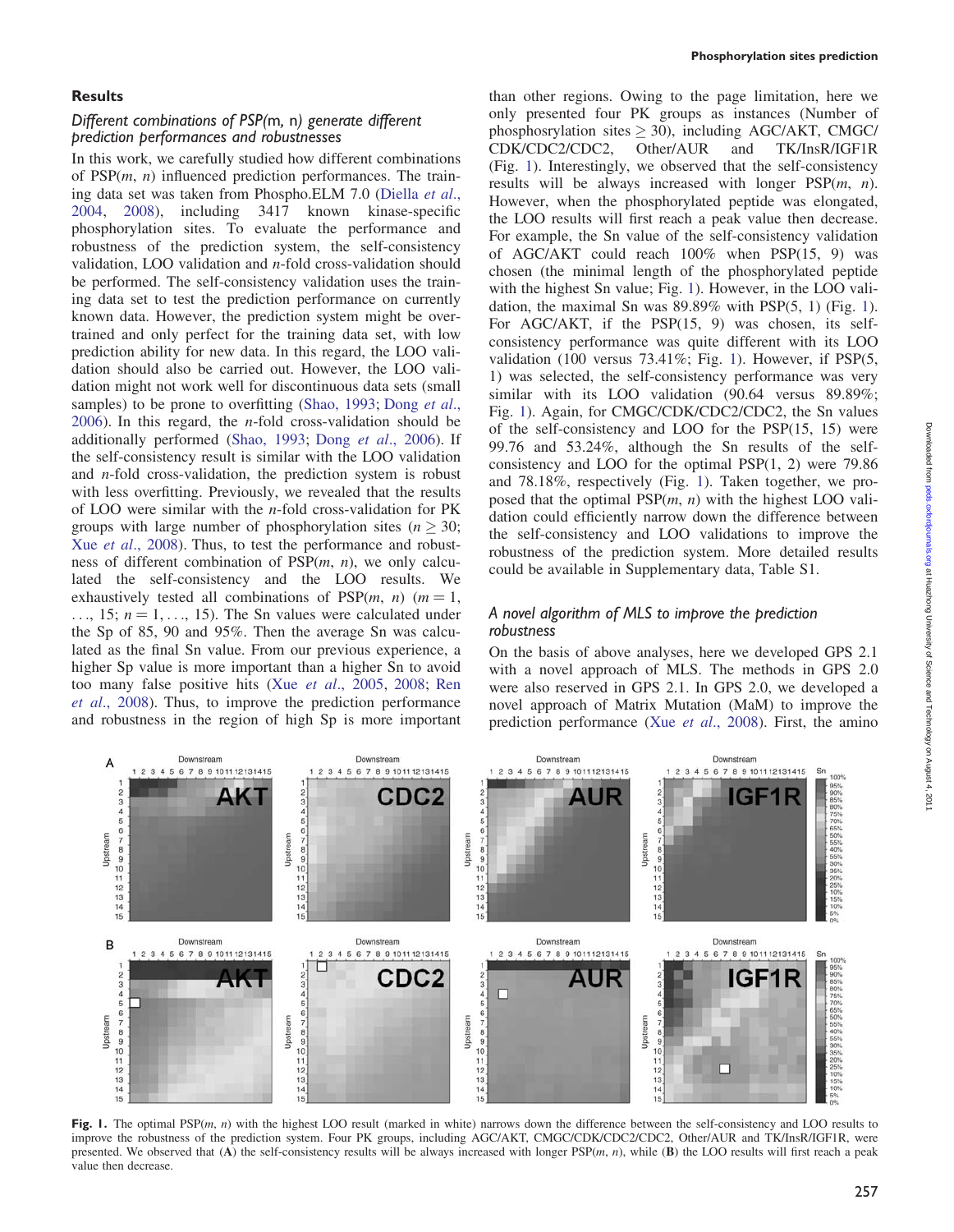## Results

### *Different combinations of PSP(*m*,* n*) generate different prediction performances and robustnesses*

In this work, we carefully studied how different combinations of PSP($m$, $n$) influenced prediction performances. The training data set was taken from Phospho.ELM 7.0 (Diella *et al.*, 2004, 2008), including 3417 known kinase-specific phosphorylation sites. To evaluate the performance and robustness of the prediction system, the self-consistency validation, LOO validation and $n$-fold cross-validation should be performed. The self-consistency validation uses the training data set to test the prediction performance on currently known data. However, the prediction system might be overtrained and only perfect for the training data set, with low prediction ability for new data. In this regard, the LOO validation should also be carried out. However, the LOO validation might not work well for discontinuous data sets (small samples) to be prone to overfitting (Shao, 1993; Dong *et al.*, 2006). In this regard, the $n$-fold cross-validation should be additionally performed (Shao, 1993; Dong *et al.*, 2006). If the self-consistency result is similar with the LOO validation and $n$-fold cross-validation, the prediction system is robust with less overfitting. Previously, we revealed that the results of LOO were similar with the $n$-fold cross-validation for PK groups with large number of phosphorylation sites ($n \geq 30$; Xue *et al.*, 2008). Thus, to test the performance and robustness of different combination of PSP($m$, $n$), we only calculated the self-consistency and the LOO results. We exhaustively tested all combinations of PSP($m$, $n$) ($m = 1, \ldots, 15$; $n = 1, \ldots, 15$). The Sn values were calculated under the Sp of 85, 90 and 95%. Then the average Sn was calculated as the final Sn value. From our previous experience, a higher Sp value is more important than a higher Sn to avoid too many false positive hits (Xue *et al.*, 2005, 2008; Ren *et al.*, 2008). Thus, to improve the prediction performance and robustness in the region of high Sp is more important than other regions. Owing to the page limitation, here we only presented four PK groups as instances (Number of phosphosrylation sites $\geq 30$), including AGC/AKT, CMGC/CDK/CDC2/CDC2, Other/AUR and TK/InsR/IGF1R (Fig. 1). Interestingly, we observed that the self-consistency results will be always increased with longer PSP($m$, $n$). However, when the phosphorylated peptide was elongated, the LOO results will first reach a peak value then decrease. For example, the Sn value of the self-consistency validation of AGC/AKT could reach 100% when PSP(15, 9) was chosen (the minimal length of the phosphorylated peptide with the highest Sn value; Fig. 1). However, in the LOO validation, the maximal Sn was 89.89% with PSP(5, 1) (Fig. 1). For AGC/AKT, if the PSP(15, 9) was chosen, its self-consistency performance was quite different with its LOO validation (100 versus 73.41%; Fig. 1). However, if PSP(5, 1) was selected, the self-consistency performance was very similar with its LOO validation (90.64 versus 89.89%; Fig. 1). Again, for CMGC/CDK/CDC2/CDC2, the Sn values of the self-consistency and LOO for the PSP(15, 15) were 99.76 and 53.24%, although the Sn results of the self-consistency and LOO for the optimal PSP(1, 2) were 79.86 and 78.18%, respectively (Fig. 1). Taken together, we proposed that the optimal PSP($m$, $n$) with the highest LOO validation could efficiently narrow down the difference between the self-consistency and LOO validations to improve the robustness of the prediction system. More detailed results could be available in Supplementary data, Table S1.

### *A novel algorithm of MLS to improve the prediction robustness*

On the basis of above analyses, here we developed GPS 2.1 with a novel approach of MLS. The methods in GPS 2.0 were also reserved in GPS 2.1. In GPS 2.0, we developed a novel approach of Matrix Mutation (MaM) to improve the prediction performance (Xue *et al.*, 2008). First, the amino

**Fig. 1.** The optimal PSP($m$, $n$) with the highest LOO result (marked in white) narrows down the difference between the self-consistency and LOO results to improve the robustness of the prediction system. Four PK groups, including AGC/AKT, CMGC/CDK/CDC2/CDC2, Other/AUR and TK/InsR/IGF1R, were presented. We observed that (**A**) the self-consistency results will be always increased with longer PSP($m$, $n$), while (**B**) the LOO results will first reach a peak value then decrease.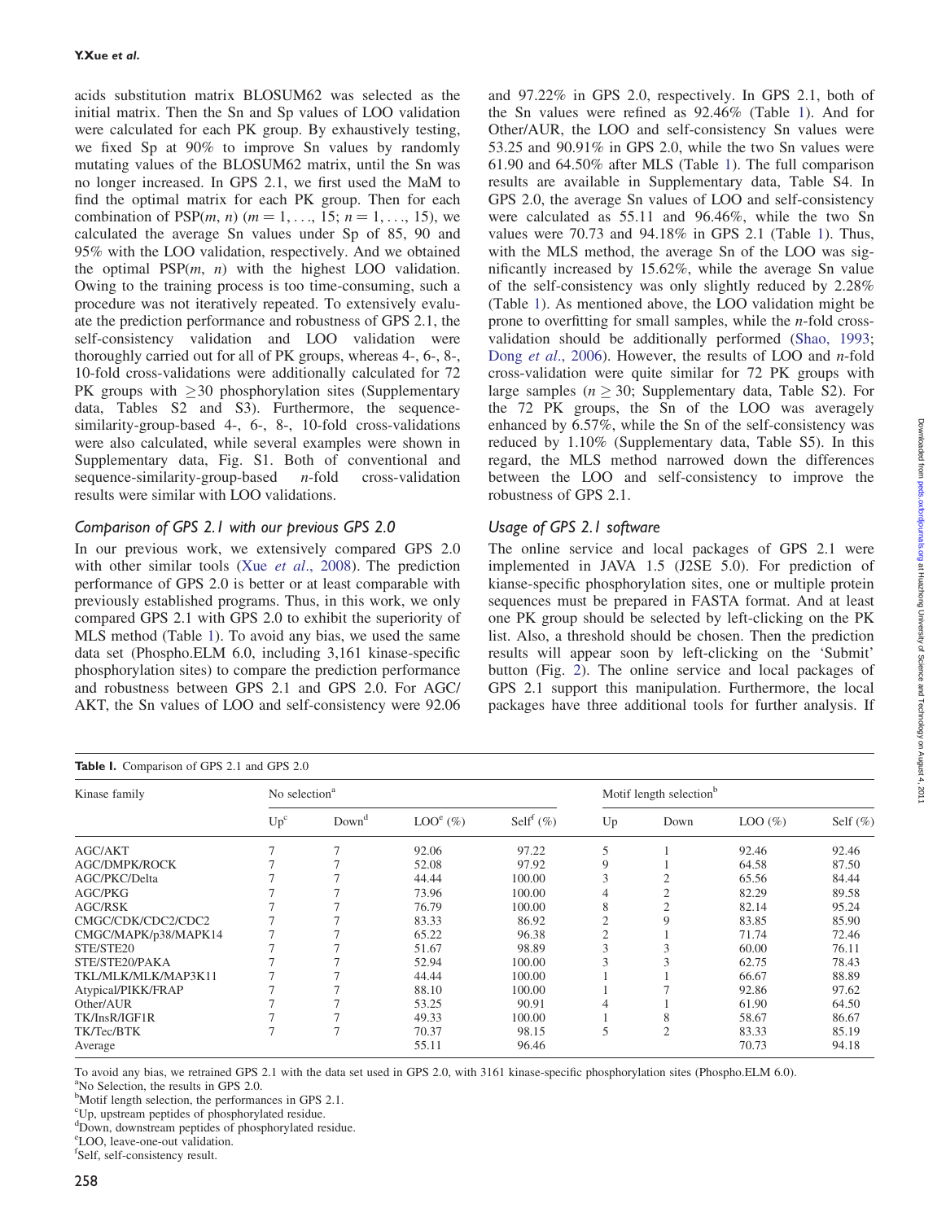acids substitution matrix BLOSUM62 was selected as the initial matrix. Then the Sn and Sp values of LOO validation were calculated for each PK group. By exhaustively testing, we fixed Sp at 90% to improve Sn values by randomly mutating values of the BLOSUM62 matrix, until the Sn was no longer increased. In GPS 2.1, we first used the MaM to find the optimal matrix for each PK group. Then for each combination of PSP($m$, $n$) ($m = 1, \ldots, 15$; $n = 1, \ldots, 15$), we calculated the average Sn values under Sp of 85, 90 and 95% with the LOO validation, respectively. And we obtained the optimal PSP($m$, $n$) with the highest LOO validation. Owing to the training process is too time-consuming, such a procedure was not iteratively repeated. To extensively evaluate the prediction performance and robustness of GPS 2.1, the self-consistency validation and LOO validation were thoroughly carried out for all of PK groups, whereas 4-, 6-, 8-, 10-fold cross-validations were additionally calculated for 72 PK groups with $\geq$30 phosphorylation sites (Supplementary data, Tables S2 and S3). Furthermore, the sequence-similarity-group-based 4-, 6-, 8-, 10-fold cross-validations were also calculated, while several examples were shown in Supplementary data, Fig. S1. Both of conventional and sequence-similarity-group-based $n$-fold cross-validation results were similar with LOO validations.

### Comparison of GPS 2.1 with our previous GPS 2.0

In our previous work, we extensively compared GPS 2.0 with other similar tools (Xue *et al*., 2008). The prediction performance of GPS 2.0 is better or at least comparable with previously established programs. Thus, in this work, we only compared GPS 2.1 with GPS 2.0 to exhibit the superiority of MLS method (Table 1). To avoid any bias, we used the same data set (Phospho.ELM 6.0, including 3,161 kinase-specific phosphorylation sites) to compare the prediction performance and robustness between GPS 2.1 and GPS 2.0. For AGC/AKT, the Sn values of LOO and self-consistency were 92.06 and 97.22% in GPS 2.0, respectively. In GPS 2.1, both of the Sn values were refined as 92.46% (Table 1). And for Other/AUR, the LOO and self-consistency Sn values were 53.25 and 90.91% in GPS 2.0, while the two Sn values were 61.90 and 64.50% after MLS (Table 1). The full comparison results are available in Supplementary data, Table S4. In GPS 2.0, the average Sn values of LOO and self-consistency were calculated as 55.11 and 96.46%, while the two Sn values were 70.73 and 94.18% in GPS 2.1 (Table 1). Thus, with the MLS method, the average Sn of the LOO was significantly increased by 15.62%, while the average Sn value of the self-consistency was only slightly reduced by 2.28% (Table 1). As mentioned above, the LOO validation might be prone to overfitting for small samples, while the $n$-fold cross-validation should be additionally performed (Shao, 1993; Dong *et al*., 2006). However, the results of LOO and $n$-fold cross-validation were quite similar for 72 PK groups with large samples ($n \geq 30$; Supplementary data, Table S2). For the 72 PK groups, the Sn of the LOO was averagely enhanced by 6.57%, while the Sn of the self-consistency was reduced by 1.10% (Supplementary data, Table S5). In this regard, the MLS method narrowed down the differences between the LOO and self-consistency to improve the robustness of GPS 2.1.

### Usage of GPS 2.1 software

The online service and local packages of GPS 2.1 were implemented in JAVA 1.5 (J2SE 5.0). For prediction of kianse-specific phosphorylation sites, one or multiple protein sequences must be prepared in FASTA format. And at least one PK group should be selected by left-clicking on the PK list. Also, a threshold should be chosen. Then the prediction results will appear soon by left-clicking on the 'Submit' button (Fig. 2). The online service and local packages of GPS 2.1 support this manipulation. Furthermore, the local packages have three additional tools for further analysis. If

**Table I.** Comparison of GPS 2.1 and GPS 2.0

| Kinase family | No selection[a] | | | | Motif length selection[b] | | | |
|---|---|---|---|---|---|---|---|---|
| | Up[c] | Down[d] | LOO[e] (%) | Self[f] (%) | Up | Down | LOO (%) | Self (%) |
| AGC/AKT | 7 | 7 | 92.06 | 97.22 | 5 | 1 | 92.46 | 92.46 |
| AGC/DMPK/ROCK | 7 | 7 | 52.08 | 97.92 | 9 | 1 | 64.58 | 87.50 |
| AGC/PKC/Delta | 7 | 7 | 44.44 | 100.00 | 3 | 2 | 65.56 | 84.44 |
| AGC/PKG | 7 | 7 | 73.96 | 100.00 | 4 | 2 | 82.29 | 89.58 |
| AGC/RSK | 7 | 7 | 76.79 | 100.00 | 8 | 2 | 82.14 | 95.24 |
| CMGC/CDK/CDC2/CDC2 | 7 | 7 | 83.33 | 86.92 | 2 | 9 | 83.85 | 85.90 |
| CMGC/MAPK/p38/MAPK14 | 7 | 7 | 65.22 | 96.38 | 2 | 1 | 71.74 | 72.46 |
| STE/STE20 | 7 | 7 | 51.67 | 98.89 | 3 | 3 | 60.00 | 76.11 |
| STE/STE20/PAKA | 7 | 7 | 52.94 | 100.00 | 3 | 3 | 62.75 | 78.43 |
| TKL/MLK/MLK/MAP3K11 | 7 | 7 | 44.44 | 100.00 | 1 | 1 | 66.67 | 88.89 |
| Atypical/PIKK/FRAP | 7 | 7 | 88.10 | 100.00 | 1 | 7 | 92.86 | 97.62 |
| Other/AUR | 7 | 7 | 53.25 | 90.91 | 4 | 1 | 61.90 | 64.50 |
| TK/InsR/IGF1R | 7 | 7 | 49.33 | 100.00 | 1 | 8 | 58.67 | 86.67 |
| TK/Tec/BTK | 7 | 7 | 70.37 | 98.15 | 5 | 2 | 83.33 | 85.19 |
| Average | | | 55.11 | 96.46 | | | 70.73 | 94.18 |

To avoid any bias, we retrained GPS 2.1 with the data set used in GPS 2.0, with 3161 kinase-specific phosphorylation sites (Phospho.ELM 6.0).
[a]No Selection, the results in GPS 2.0.
[b]Motif length selection, the performances in GPS 2.1.
[c]Up, upstream peptides of phosphorylated residue.
[d]Down, downstream peptides of phosphorylated residue.
[e]LOO, leave-one-out validation.
[f]Self, self-consistency result.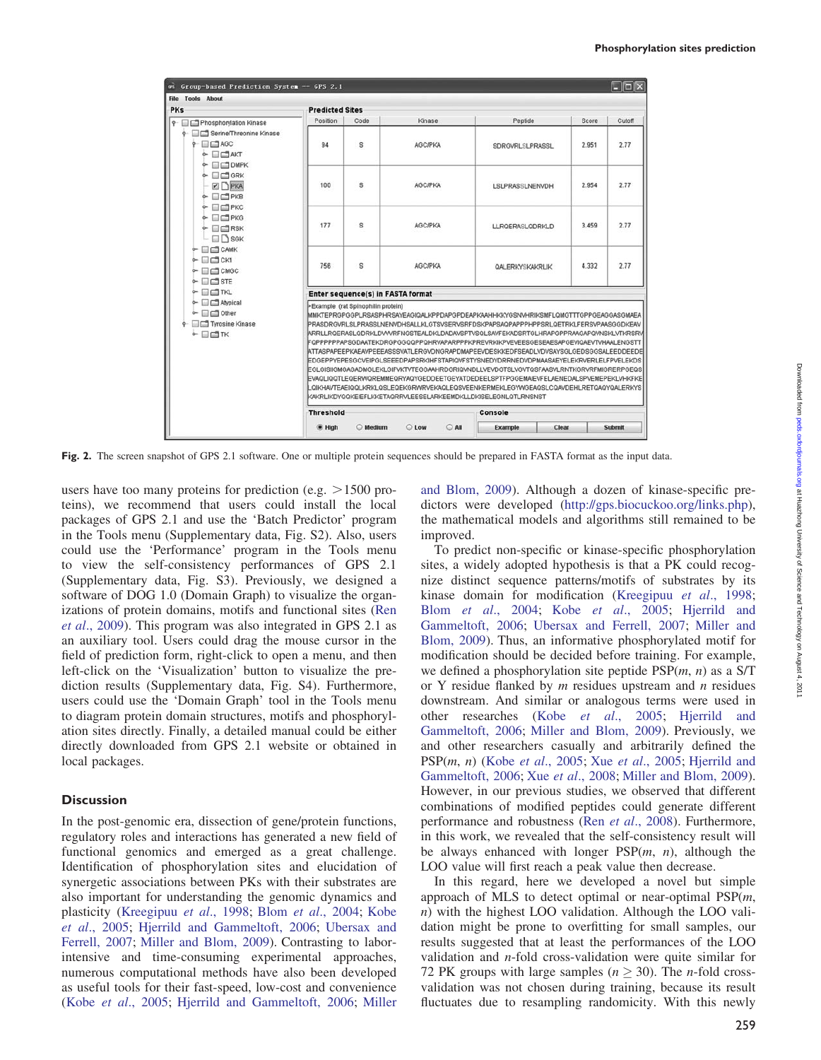Fig. 2. The screen snapshot of GPS 2.1 software. One or multiple protein sequences should be prepared in FASTA format as the input data.

users have too many proteins for prediction (e.g. >1500 proteins), we recommend that users could install the local packages of GPS 2.1 and use the 'Batch Predictor' program in the Tools menu (Supplementary data, Fig. S2). Also, users could use the 'Performance' program in the Tools menu to view the self-consistency performances of GPS 2.1 (Supplementary data, Fig. S3). Previously, we designed a software of DOG 1.0 (Domain Graph) to visualize the organizations of protein domains, motifs and functional sites (Ren *et al.*, 2009). This program was also integrated in GPS 2.1 as an auxiliary tool. Users could drag the mouse cursor in the field of prediction form, right-click to open a menu, and then left-click on the 'Visualization' button to visualize the prediction results (Supplementary data, Fig. S4). Furthermore, users could use the 'Domain Graph' tool in the Tools menu to diagram protein domain structures, motifs and phosphorylation sites directly. Finally, a detailed manual could be either directly downloaded from GPS 2.1 website or obtained in local packages.

## Discussion

In the post-genomic era, dissection of gene/protein functions, regulatory roles and interactions has generated a new field of functional genomics and emerged as a great challenge. Identification of phosphorylation sites and elucidation of synergetic associations between PKs with their substrates are also important for understanding the genomic dynamics and plasticity (Kreegipuu *et al.*, 1998; Blom *et al.*, 2004; Kobe *et al.*, 2005; Hjerrild and Gammeltoft, 2006; Ubersax and Ferrell, 2007; Miller and Blom, 2009). Contrasting to labor-intensive and time-consuming experimental approaches, numerous computational methods have also been developed as useful tools for their fast-speed, low-cost and convenience (Kobe *et al.*, 2005; Hjerrild and Gammeltoft, 2006; Miller and Blom, 2009). Although a dozen of kinase-specific predictors were developed (http://gps.biocuckoo.org/links.php), the mathematical models and algorithms still remained to be improved.

To predict non-specific or kinase-specific phosphorylation sites, a widely adopted hypothesis is that a PK could recognize distinct sequence patterns/motifs of substrates by its kinase domain for modification (Kreegipuu *et al.*, 1998; Blom *et al.*, 2004; Kobe *et al.*, 2005; Hjerrild and Gammeltoft, 2006; Ubersax and Ferrell, 2007; Miller and Blom, 2009). Thus, an informative phosphorylated motif for modification should be decided before training. For example, we defined a phosphorylation site peptide PSP($m$, $n$) as a S/T or Y residue flanked by $m$ residues upstream and $n$ residues downstream. And similar or analogous terms were used in other researchers (Kobe *et al.*, 2005; Hjerrild and Gammeltoft, 2006; Miller and Blom, 2009). Previously, we and other researchers casually and arbitrarily defined the PSP($m$, $n$) (Kobe *et al.*, 2005; Xue *et al.*, 2005; Hjerrild and Gammeltoft, 2006; Xue *et al.*, 2008; Miller and Blom, 2009). However, in our previous studies, we observed that different combinations of modified peptides could generate different performance and robustness (Ren *et al.*, 2008). Furthermore, in this work, we revealed that the self-consistency result will be always enhanced with longer PSP($m$, $n$), although the LOO value will first reach a peak value then decrease.

In this regard, here we developed a novel but simple approach of MLS to detect optimal or near-optimal PSP($m$, $n$) with the highest LOO validation. Although the LOO validation might be prone to overfitting for small samples, our results suggested that at least the performances of the LOO validation and $n$-fold cross-validation were quite similar for 72 PK groups with large samples ($n \geq 30$). The $n$-fold cross-validation was not chosen during training, because its result fluctuates due to resampling randomicity. With this newly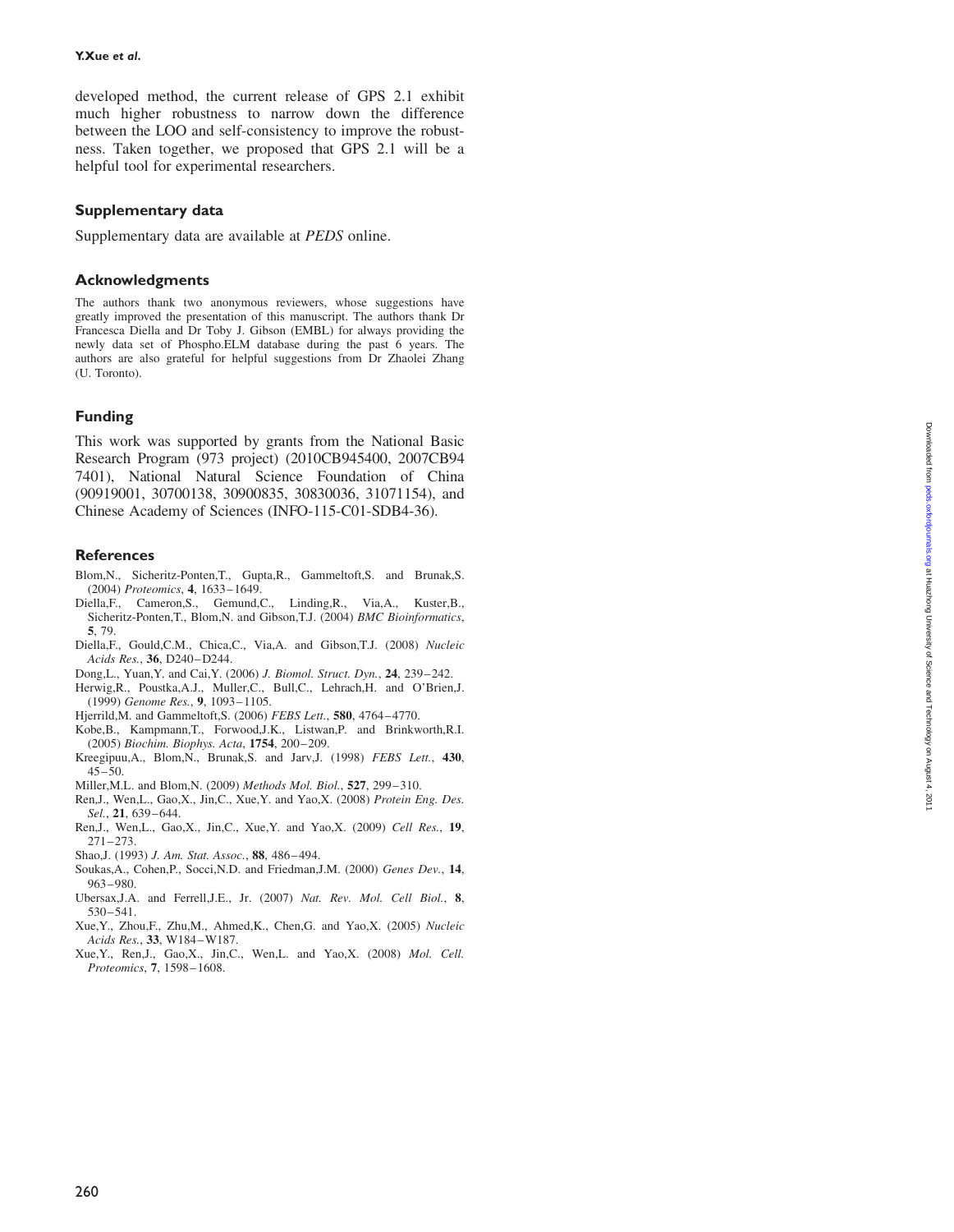developed method, the current release of GPS 2.1 exhibit much higher robustness to narrow down the difference between the LOO and self-consistency to improve the robustness. Taken together, we proposed that GPS 2.1 will be a helpful tool for experimental researchers.

## Supplementary data

Supplementary data are available at *PEDS* online.

## Acknowledgments

The authors thank two anonymous reviewers, whose suggestions have greatly improved the presentation of this manuscript. The authors thank Dr Francesca Diella and Dr Toby J. Gibson (EMBL) for always providing the newly data set of Phospho.ELM database during the past 6 years. The authors are also grateful for helpful suggestions from Dr Zhaolei Zhang (U. Toronto).

## Funding

This work was supported by grants from the National Basic Research Program (973 project) (2010CB945400, 2007CB947401), National Natural Science Foundation of China (90919001, 30700138, 30900835, 30830036, 31071154), and Chinese Academy of Sciences (INFO-115-C01-SDB4-36).

## References

Blom,N., Sicheritz-Ponten,T., Gupta,R., Gammeltoft,S. and Brunak,S. (2004) *Proteomics*, **4**, 1633–1649.

Diella,F., Cameron,S., Gemund,C., Linding,R., Via,A., Kuster,B., Sicheritz-Ponten,T., Blom,N. and Gibson,T.J. (2004) *BMC Bioinformatics*, **5**, 79.

Diella,F., Gould,C.M., Chica,C., Via,A. and Gibson,T.J. (2008) *Nucleic Acids Res.*, **36**, D240–D244.

Dong,L., Yuan,Y. and Cai,Y. (2006) *J. Biomol. Struct. Dyn.*, **24**, 239–242.

Herwig,R., Poustka,A.J., Muller,C., Bull,C., Lehrach,H. and O'Brien,J. (1999) *Genome Res.*, **9**, 1093–1105.

Hjerrild,M. and Gammeltoft,S. (2006) *FEBS Lett.*, **580**, 4764–4770.

Kobe,B., Kampmann,T., Forwood,J.K., Listwan,P. and Brinkworth,R.I. (2005) *Biochim. Biophys. Acta*, **1754**, 200–209.

Kreegipuu,A., Blom,N., Brunak,S. and Jarv,J. (1998) *FEBS Lett.*, **430**, 45–50.

Miller,M.L. and Blom,N. (2009) *Methods Mol. Biol.*, **527**, 299–310.

Ren,J., Wen,L., Gao,X., Jin,C., Xue,Y. and Yao,X. (2008) *Protein Eng. Des. Sel.*, **21**, 639–644.

Ren,J., Wen,L., Gao,X., Jin,C., Xue,Y. and Yao,X. (2009) *Cell Res.*, **19**, 271–273.

Shao,J. (1993) *J. Am. Stat. Assoc.*, **88**, 486–494.

Soukas,A., Cohen,P., Socci,N.D. and Friedman,J.M. (2000) *Genes Dev.*, **14**, 963–980.

Ubersax,J.A. and Ferrell,J.E., Jr. (2007) *Nat. Rev. Mol. Cell Biol.*, **8**, 530–541.

Xue,Y., Zhou,F., Zhu,M., Ahmed,K., Chen,G. and Yao,X. (2005) *Nucleic Acids Res.*, **33**, W184–W187.

Xue,Y., Ren,J., Gao,X., Jin,C., Wen,L. and Yao,X. (2008) *Mol. Cell. Proteomics*, **7**, 1598–1608.